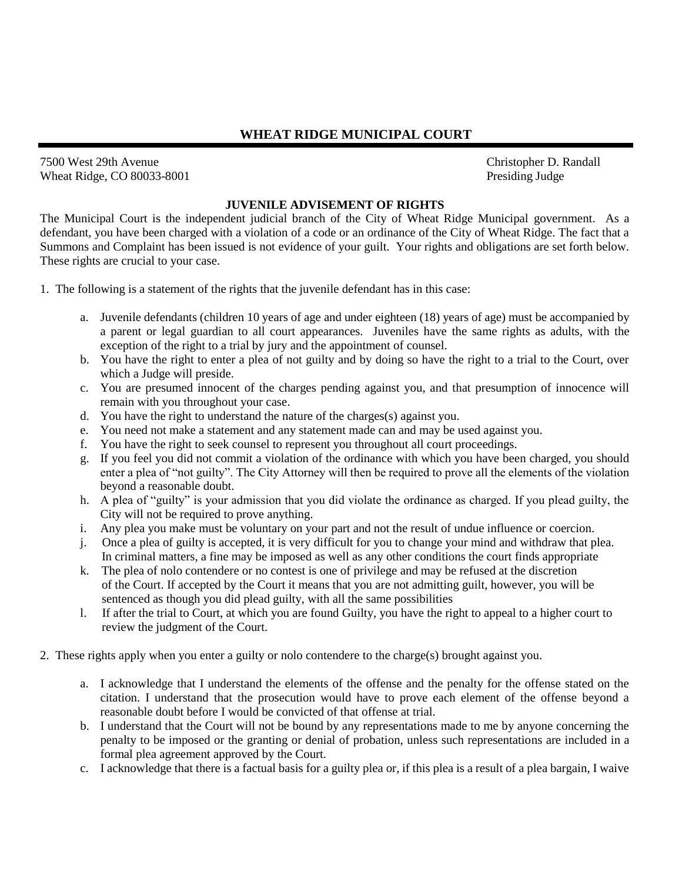# WHEAT RIDGE MUNICIPAL COURT

7500 West 29th Avenue
Wheat Ridge, CO 80033-8001

Christopher D. Randall
Presiding Judge

## JUVENILE ADVISEMENT OF RIGHTS

The Municipal Court is the independent judicial branch of the City of Wheat Ridge Municipal government. As a defendant, you have been charged with a violation of a code or an ordinance of the City of Wheat Ridge. The fact that a Summons and Complaint has been issued is not evidence of your guilt. Your rights and obligations are set forth below. These rights are crucial to your case.

1. The following is a statement of the rights that the juvenile defendant has in this case:

   a. Juvenile defendants (children 10 years of age and under eighteen (18) years of age) must be accompanied by a parent or legal guardian to all court appearances. Juveniles have the same rights as adults, with the exception of the right to a trial by jury and the appointment of counsel.
   b. You have the right to enter a plea of not guilty and by doing so have the right to a trial to the Court, over which a Judge will preside.
   c. You are presumed innocent of the charges pending against you, and that presumption of innocence will remain with you throughout your case.
   d. You have the right to understand the nature of the charges(s) against you.
   e. You need not make a statement and any statement made can and may be used against you.
   f. You have the right to seek counsel to represent you throughout all court proceedings.
   g. If you feel you did not commit a violation of the ordinance with which you have been charged, you should enter a plea of "not guilty". The City Attorney will then be required to prove all the elements of the violation beyond a reasonable doubt.
   h. A plea of "guilty" is your admission that you did violate the ordinance as charged. If you plead guilty, the City will not be required to prove anything.
   i. Any plea you make must be voluntary on your part and not the result of undue influence or coercion.
   j. Once a plea of guilty is accepted, it is very difficult for you to change your mind and withdraw that plea. In criminal matters, a fine may be imposed as well as any other conditions the court finds appropriate
   k. The plea of nolo contendere or no contest is one of privilege and may be refused at the discretion of the Court. If accepted by the Court it means that you are not admitting guilt, however, you will be sentenced as though you did plead guilty, with all the same possibilities
   l. If after the trial to Court, at which you are found Guilty, you have the right to appeal to a higher court to review the judgment of the Court.

2. These rights apply when you enter a guilty or nolo contendere to the charge(s) brought against you.

   a. I acknowledge that I understand the elements of the offense and the penalty for the offense stated on the citation. I understand that the prosecution would have to prove each element of the offense beyond a reasonable doubt before I would be convicted of that offense at trial.
   b. I understand that the Court will not be bound by any representations made to me by anyone concerning the penalty to be imposed or the granting or denial of probation, unless such representations are included in a formal plea agreement approved by the Court.
   c. I acknowledge that there is a factual basis for a guilty plea or, if this plea is a result of a plea bargain, I waive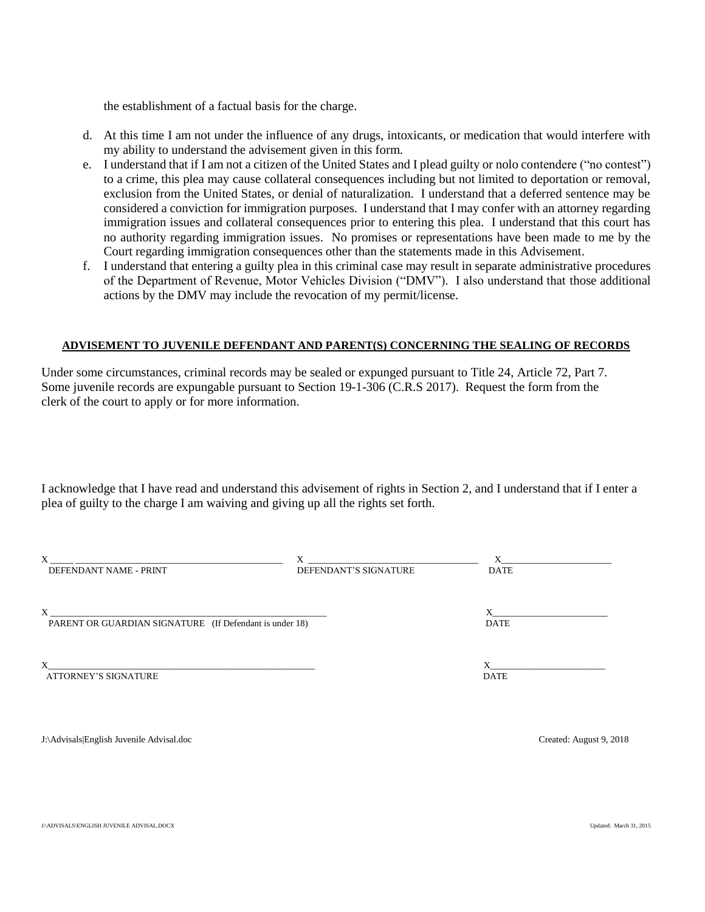the establishment of a factual basis for the charge.

d. At this time I am not under the influence of any drugs, intoxicants, or medication that would interfere with my ability to understand the advisement given in this form.
e. I understand that if I am not a citizen of the United States and I plead guilty or nolo contendere ("no contest") to a crime, this plea may cause collateral consequences including but not limited to deportation or removal, exclusion from the United States, or denial of naturalization. I understand that a deferred sentence may be considered a conviction for immigration purposes. I understand that I may confer with an attorney regarding immigration issues and collateral consequences prior to entering this plea. I understand that this court has no authority regarding immigration issues. No promises or representations have been made to me by the Court regarding immigration consequences other than the statements made in this Advisement.
f. I understand that entering a guilty plea in this criminal case may result in separate administrative procedures of the Department of Revenue, Motor Vehicles Division ("DMV"). I also understand that those additional actions by the DMV may include the revocation of my permit/license.

**ADVISEMENT TO JUVENILE DEFENDANT AND PARENT(S) CONCERNING THE SEALING OF RECORDS**

Under some circumstances, criminal records may be sealed or expunged pursuant to Title 24, Article 72, Part 7. Some juvenile records are expungable pursuant to Section 19-1-306 (C.R.S 2017). Request the form from the clerk of the court to apply or for more information.

I acknowledge that I have read and understand this advisement of rights in Section 2, and I understand that if I enter a plea of guilty to the charge I am waiving and giving up all the rights set forth.

X ______________________________ X ______________________________ X ______________________
DEFENDANT NAME - PRINT DEFENDANT'S SIGNATURE DATE

X ______________________________________________ X ______________________
PARENT OR GUARDIAN SIGNATURE (If Defendant is under 18) DATE

X ______________________________________________ X ______________________
ATTORNEY'S SIGNATURE DATE

J:\Advisals|English Juvenile Advisal.doc Created: August 9, 2018

J:\ADVISALS\ENGLISH JUVENILE ADVISAL.DOCX Updated: March 31, 2015